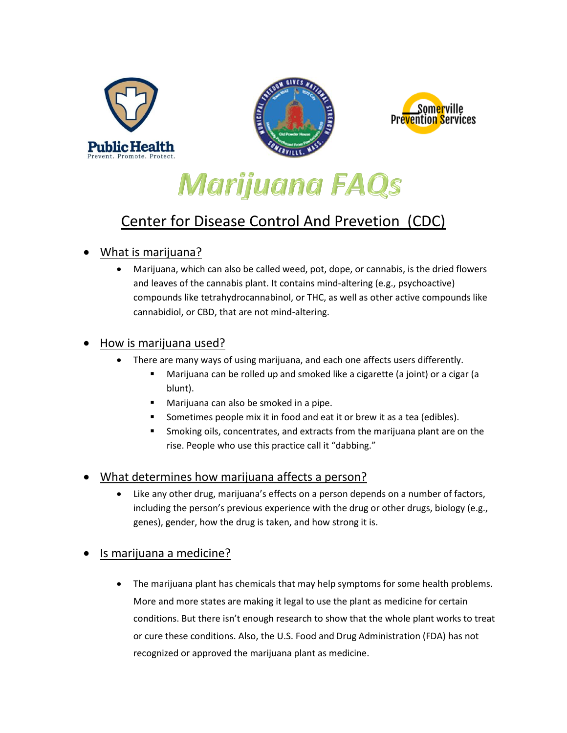Public Health
Prevent. Promote. Protect.

Somerville Prevention Services

# Marijuana FAQs

## Center for Disease Control And Prevetion (CDC)

- What is marijuana?
  - Marijuana, which can also be called weed, pot, dope, or cannabis, is the dried flowers and leaves of the cannabis plant. It contains mind-altering (e.g., psychoactive) compounds like tetrahydrocannabinol, or THC, as well as other active compounds like cannabidiol, or CBD, that are not mind-altering.

- How is marijuana used?
  - There are many ways of using marijuana, and each one affects users differently.
    - Marijuana can be rolled up and smoked like a cigarette (a joint) or a cigar (a blunt).
    - Marijuana can also be smoked in a pipe.
    - Sometimes people mix it in food and eat it or brew it as a tea (edibles).
    - Smoking oils, concentrates, and extracts from the marijuana plant are on the rise. People who use this practice call it "dabbing."

- What determines how marijuana affects a person?
  - Like any other drug, marijuana's effects on a person depends on a number of factors, including the person's previous experience with the drug or other drugs, biology (e.g., genes), gender, how the drug is taken, and how strong it is.

- Is marijuana a medicine?
  - The marijuana plant has chemicals that may help symptoms for some health problems. More and more states are making it legal to use the plant as medicine for certain conditions. But there isn't enough research to show that the whole plant works to treat or cure these conditions. Also, the U.S. Food and Drug Administration (FDA) has not recognized or approved the marijuana plant as medicine.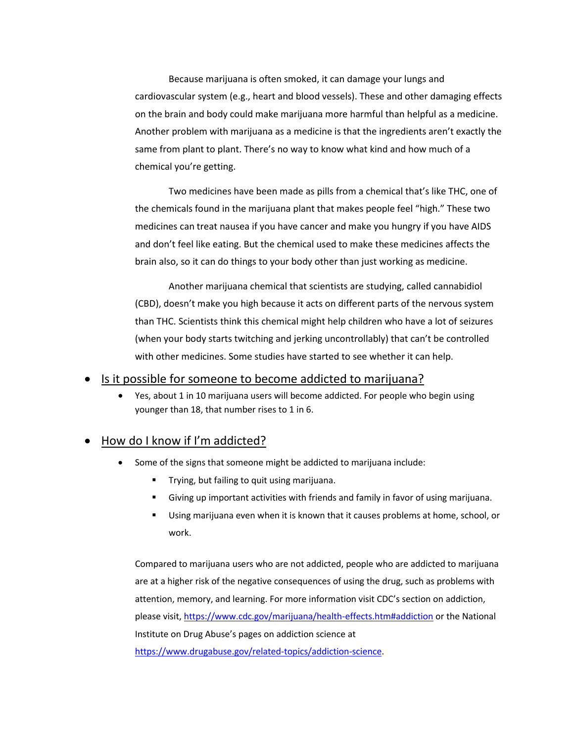Because marijuana is often smoked, it can damage your lungs and cardiovascular system (e.g., heart and blood vessels). These and other damaging effects on the brain and body could make marijuana more harmful than helpful as a medicine. Another problem with marijuana as a medicine is that the ingredients aren't exactly the same from plant to plant. There's no way to know what kind and how much of a chemical you're getting.

Two medicines have been made as pills from a chemical that's like THC, one of the chemicals found in the marijuana plant that makes people feel "high." These two medicines can treat nausea if you have cancer and make you hungry if you have AIDS and don't feel like eating. But the chemical used to make these medicines affects the brain also, so it can do things to your body other than just working as medicine.

Another marijuana chemical that scientists are studying, called cannabidiol (CBD), doesn't make you high because it acts on different parts of the nervous system than THC. Scientists think this chemical might help children who have a lot of seizures (when your body starts twitching and jerking uncontrollably) that can't be controlled with other medicines. Some studies have started to see whether it can help.

- <u>Is it possible for someone to become addicted to marijuana?</u>
  - Yes, about 1 in 10 marijuana users will become addicted. For people who begin using younger than 18, that number rises to 1 in 6.

- <u>How do I know if I'm addicted?</u>
  - Some of the signs that someone might be addicted to marijuana include:
    - Trying, but failing to quit using marijuana.
    - Giving up important activities with friends and family in favor of using marijuana.
    - Using marijuana even when it is known that it causes problems at home, school, or work.

  Compared to marijuana users who are not addicted, people who are addicted to marijuana are at a higher risk of the negative consequences of using the drug, such as problems with attention, memory, and learning. For more information visit CDC's section on addiction, please visit, https://www.cdc.gov/marijuana/health-effects.htm#addiction or the National Institute on Drug Abuse's pages on addiction science at https://www.drugabuse.gov/related-topics/addiction-science.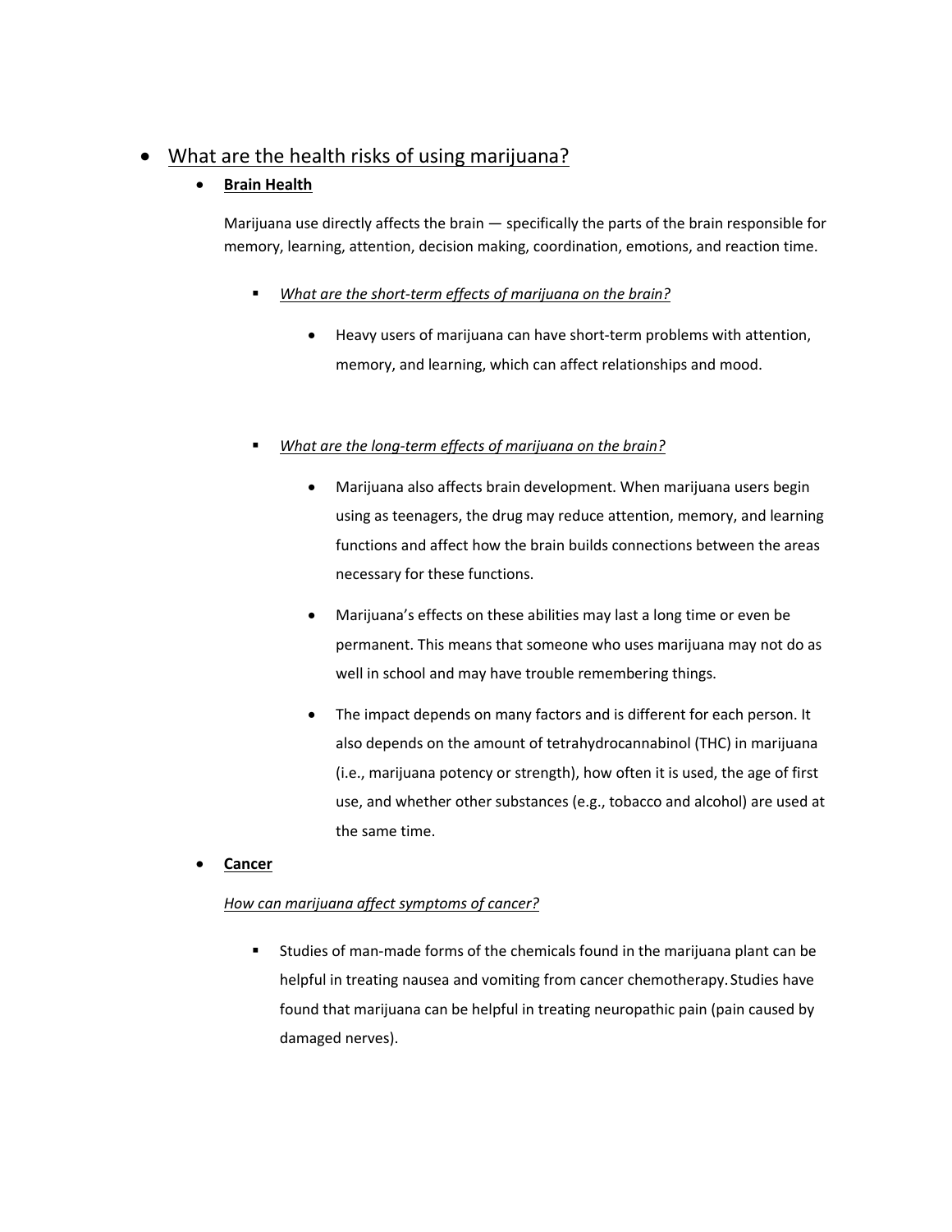- <u>What are the health risks of using marijuana?</u>
  - **<u>Brain Health</u>**

    Marijuana use directly affects the brain — specifically the parts of the brain responsible for memory, learning, attention, decision making, coordination, emotions, and reaction time.

    - *<u>What are the short-term effects of marijuana on the brain?</u>*
      - Heavy users of marijuana can have short-term problems with attention, memory, and learning, which can affect relationships and mood.

    - *<u>What are the long-term effects of marijuana on the brain?</u>*
      - Marijuana also affects brain development. When marijuana users begin using as teenagers, the drug may reduce attention, memory, and learning functions and affect how the brain builds connections between the areas necessary for these functions.
      - Marijuana's effects on these abilities may last a long time or even be permanent. This means that someone who uses marijuana may not do as well in school and may have trouble remembering things.
      - The impact depends on many factors and is different for each person. It also depends on the amount of tetrahydrocannabinol (THC) in marijuana (i.e., marijuana potency or strength), how often it is used, the age of first use, and whether other substances (e.g., tobacco and alcohol) are used at the same time.

  - **<u>Cancer</u>**

    *<u>How can marijuana affect symptoms of cancer?</u>*

    - Studies of man-made forms of the chemicals found in the marijuana plant can be helpful in treating nausea and vomiting from cancer chemotherapy. Studies have found that marijuana can be helpful in treating neuropathic pain (pain caused by damaged nerves).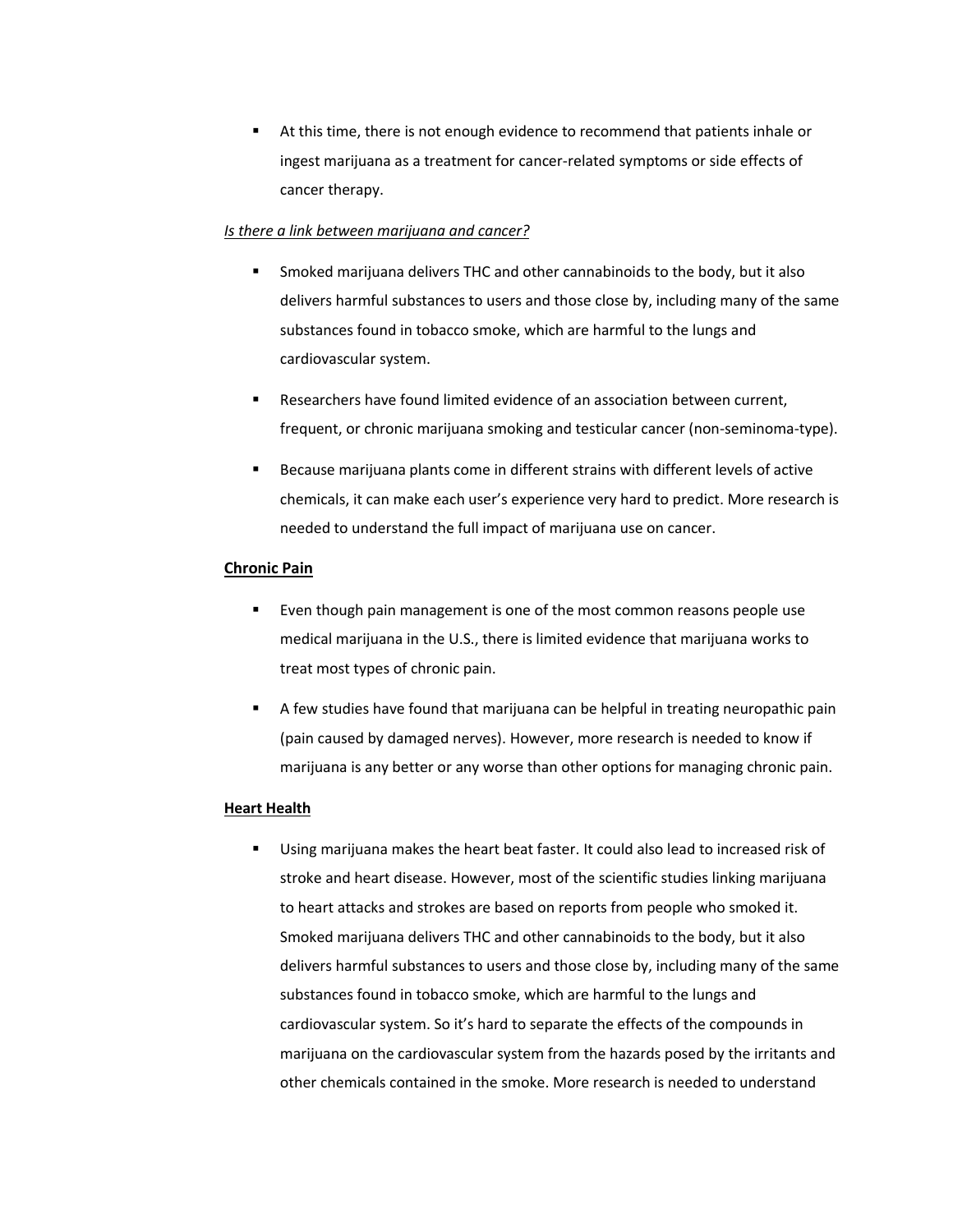- At this time, there is not enough evidence to recommend that patients inhale or ingest marijuana as a treatment for cancer-related symptoms or side effects of cancer therapy.

*<u>Is there a link between marijuana and cancer?</u>*

- Smoked marijuana delivers THC and other cannabinoids to the body, but it also delivers harmful substances to users and those close by, including many of the same substances found in tobacco smoke, which are harmful to the lungs and cardiovascular system.

- Researchers have found limited evidence of an association between current, frequent, or chronic marijuana smoking and testicular cancer (non-seminoma-type).

- Because marijuana plants come in different strains with different levels of active chemicals, it can make each user's experience very hard to predict. More research is needed to understand the full impact of marijuana use on cancer.

**<u>Chronic Pain</u>**

- Even though pain management is one of the most common reasons people use medical marijuana in the U.S., there is limited evidence that marijuana works to treat most types of chronic pain.

- A few studies have found that marijuana can be helpful in treating neuropathic pain (pain caused by damaged nerves). However, more research is needed to know if marijuana is any better or any worse than other options for managing chronic pain.

**<u>Heart Health</u>**

- Using marijuana makes the heart beat faster. It could also lead to increased risk of stroke and heart disease. However, most of the scientific studies linking marijuana to heart attacks and strokes are based on reports from people who smoked it. Smoked marijuana delivers THC and other cannabinoids to the body, but it also delivers harmful substances to users and those close by, including many of the same substances found in tobacco smoke, which are harmful to the lungs and cardiovascular system. So it's hard to separate the effects of the compounds in marijuana on the cardiovascular system from the hazards posed by the irritants and other chemicals contained in the smoke. More research is needed to understand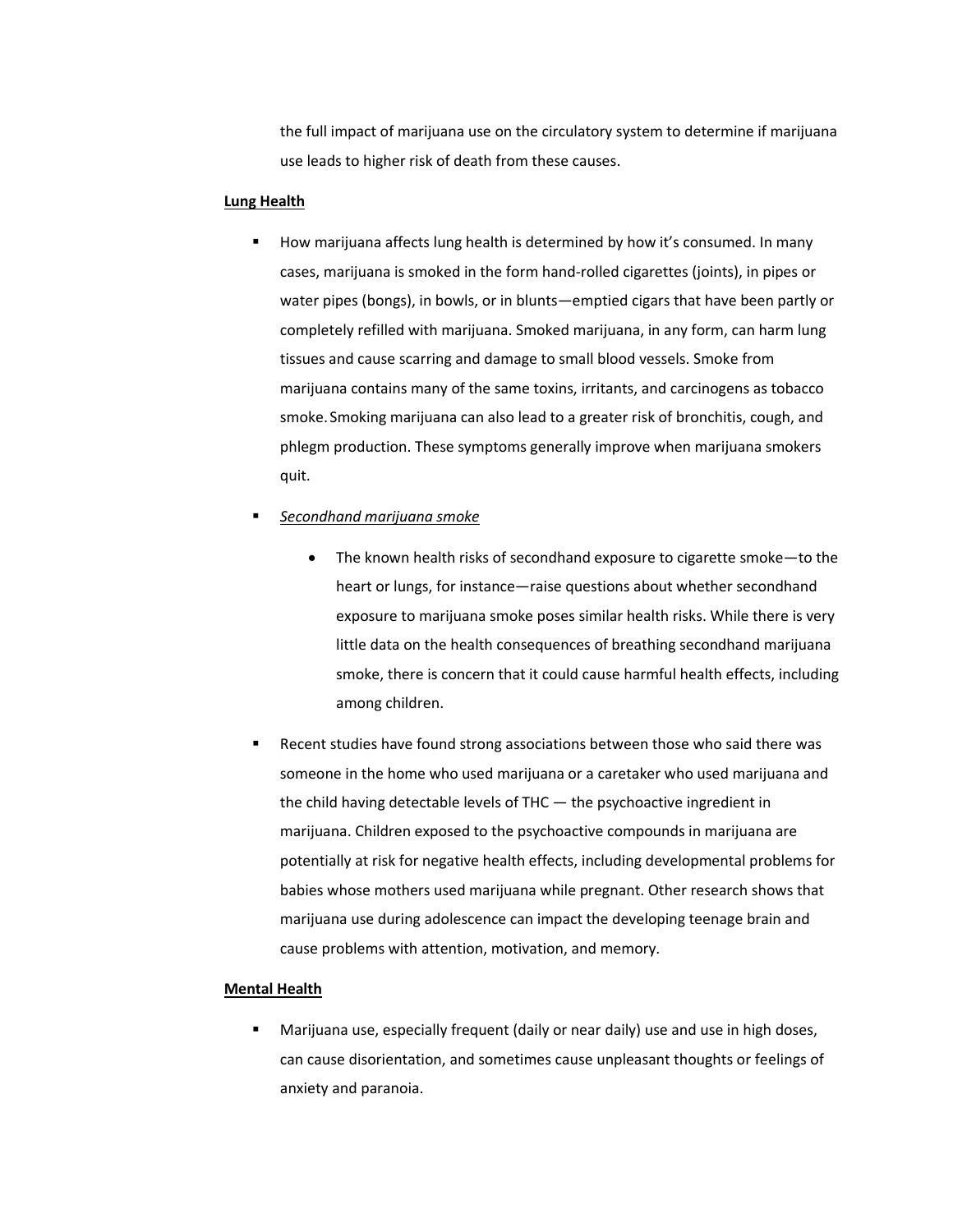the full impact of marijuana use on the circulatory system to determine if marijuana use leads to higher risk of death from these causes.

**Lung Health**

- How marijuana affects lung health is determined by how it's consumed. In many cases, marijuana is smoked in the form hand-rolled cigarettes (joints), in pipes or water pipes (bongs), in bowls, or in blunts—emptied cigars that have been partly or completely refilled with marijuana. Smoked marijuana, in any form, can harm lung tissues and cause scarring and damage to small blood vessels. Smoke from marijuana contains many of the same toxins, irritants, and carcinogens as tobacco smoke. Smoking marijuana can also lead to a greater risk of bronchitis, cough, and phlegm production. These symptoms generally improve when marijuana smokers quit.
- *Secondhand marijuana smoke*
  - The known health risks of secondhand exposure to cigarette smoke—to the heart or lungs, for instance—raise questions about whether secondhand exposure to marijuana smoke poses similar health risks. While there is very little data on the health consequences of breathing secondhand marijuana smoke, there is concern that it could cause harmful health effects, including among children.
- Recent studies have found strong associations between those who said there was someone in the home who used marijuana or a caretaker who used marijuana and the child having detectable levels of THC — the psychoactive ingredient in marijuana. Children exposed to the psychoactive compounds in marijuana are potentially at risk for negative health effects, including developmental problems for babies whose mothers used marijuana while pregnant. Other research shows that marijuana use during adolescence can impact the developing teenage brain and cause problems with attention, motivation, and memory.

**Mental Health**

- Marijuana use, especially frequent (daily or near daily) use and use in high doses, can cause disorientation, and sometimes cause unpleasant thoughts or feelings of anxiety and paranoia.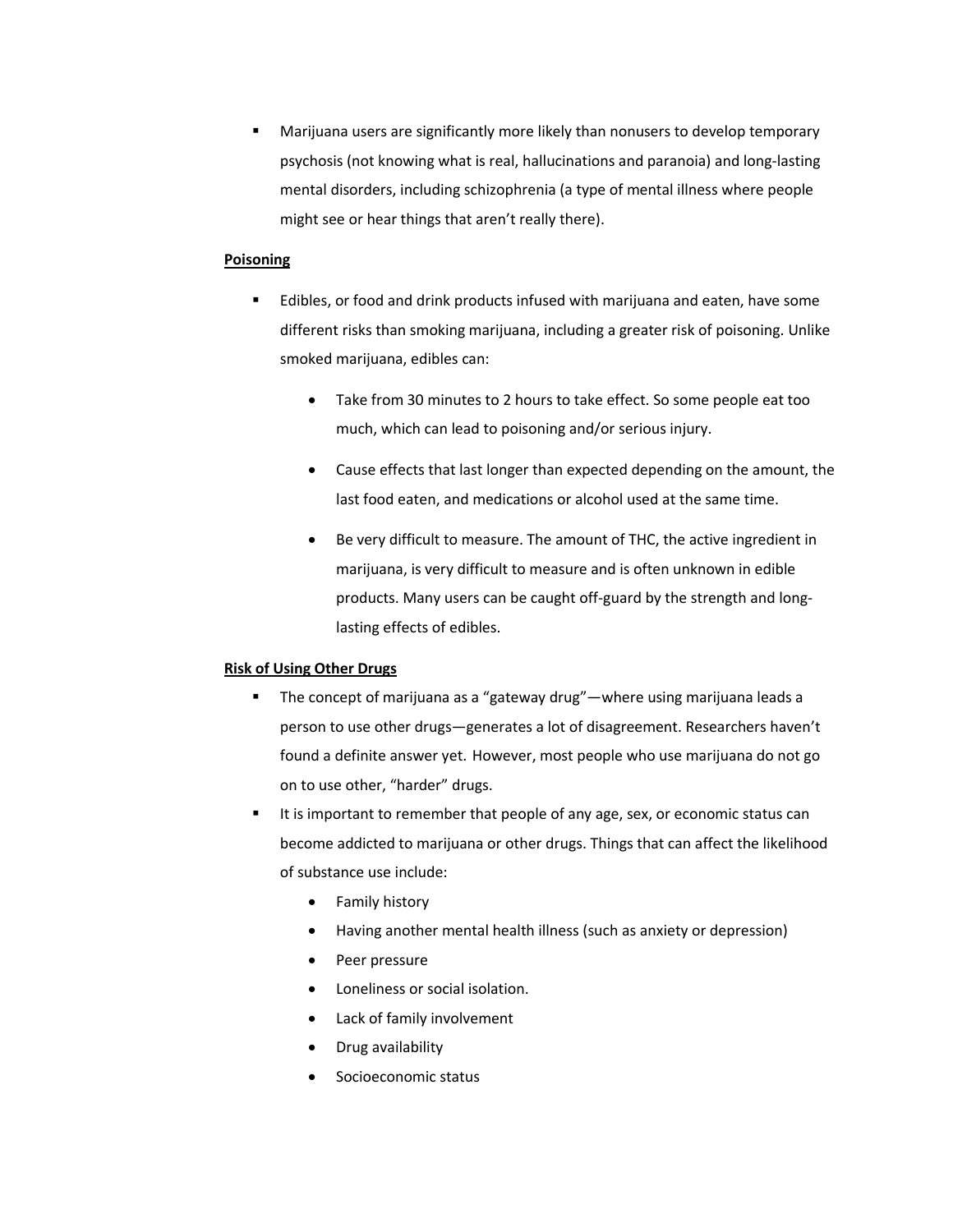- Marijuana users are significantly more likely than nonusers to develop temporary psychosis (not knowing what is real, hallucinations and paranoia) and long-lasting mental disorders, including schizophrenia (a type of mental illness where people might see or hear things that aren't really there).

**Poisoning**

- Edibles, or food and drink products infused with marijuana and eaten, have some different risks than smoking marijuana, including a greater risk of poisoning. Unlike smoked marijuana, edibles can:
    - Take from 30 minutes to 2 hours to take effect. So some people eat too much, which can lead to poisoning and/or serious injury.
    - Cause effects that last longer than expected depending on the amount, the last food eaten, and medications or alcohol used at the same time.
    - Be very difficult to measure. The amount of THC, the active ingredient in marijuana, is very difficult to measure and is often unknown in edible products. Many users can be caught off-guard by the strength and long-lasting effects of edibles.

**Risk of Using Other Drugs**

- The concept of marijuana as a "gateway drug"—where using marijuana leads a person to use other drugs—generates a lot of disagreement. Researchers haven't found a definite answer yet. However, most people who use marijuana do not go on to use other, "harder" drugs.
- It is important to remember that people of any age, sex, or economic status can become addicted to marijuana or other drugs. Things that can affect the likelihood of substance use include:
    - Family history
    - Having another mental health illness (such as anxiety or depression)
    - Peer pressure
    - Loneliness or social isolation.
    - Lack of family involvement
    - Drug availability
    - Socioeconomic status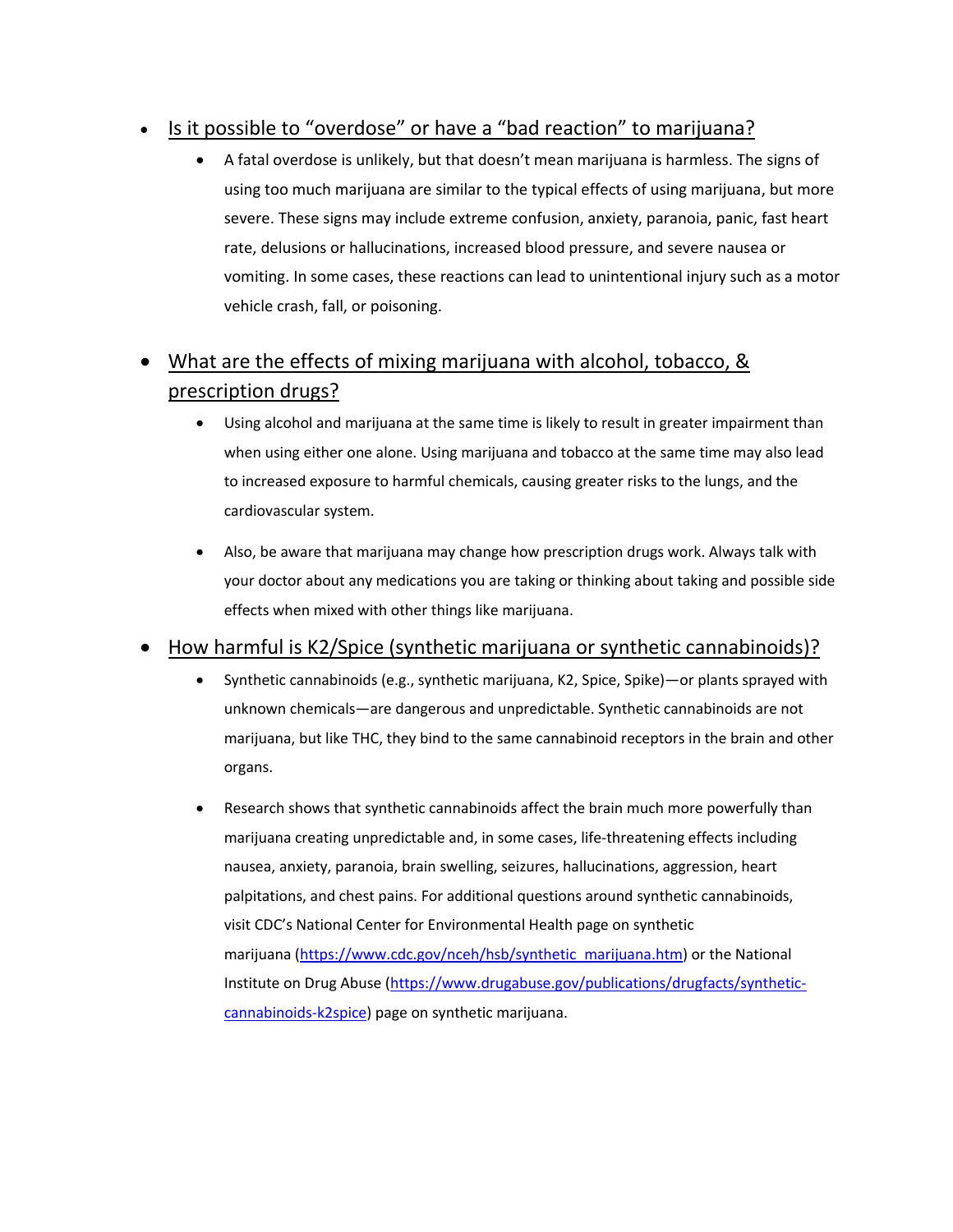- Is it possible to “overdose” or have a “bad reaction” to marijuana?
    - A fatal overdose is unlikely, but that doesn’t mean marijuana is harmless. The signs of using too much marijuana are similar to the typical effects of using marijuana, but more severe. These signs may include extreme confusion, anxiety, paranoia, panic, fast heart rate, delusions or hallucinations, increased blood pressure, and severe nausea or vomiting. In some cases, these reactions can lead to unintentional injury such as a motor vehicle crash, fall, or poisoning.

- What are the effects of mixing marijuana with alcohol, tobacco, & prescription drugs?
    - Using alcohol and marijuana at the same time is likely to result in greater impairment than when using either one alone. Using marijuana and tobacco at the same time may also lead to increased exposure to harmful chemicals, causing greater risks to the lungs, and the cardiovascular system.
    - Also, be aware that marijuana may change how prescription drugs work. Always talk with your doctor about any medications you are taking or thinking about taking and possible side effects when mixed with other things like marijuana.

- How harmful is K2/Spice (synthetic marijuana or synthetic cannabinoids)?
    - Synthetic cannabinoids (e.g., synthetic marijuana, K2, Spice, Spike)—or plants sprayed with unknown chemicals—are dangerous and unpredictable. Synthetic cannabinoids are not marijuana, but like THC, they bind to the same cannabinoid receptors in the brain and other organs.
    - Research shows that synthetic cannabinoids affect the brain much more powerfully than marijuana creating unpredictable and, in some cases, life-threatening effects including nausea, anxiety, paranoia, brain swelling, seizures, hallucinations, aggression, heart palpitations, and chest pains. For additional questions around synthetic cannabinoids, visit CDC’s National Center for Environmental Health page on synthetic marijuana (https://www.cdc.gov/nceh/hsb/synthetic_marijuana.htm) or the National Institute on Drug Abuse (https://www.drugabuse.gov/publications/drugfacts/synthetic-cannabinoids-k2spice) page on synthetic marijuana.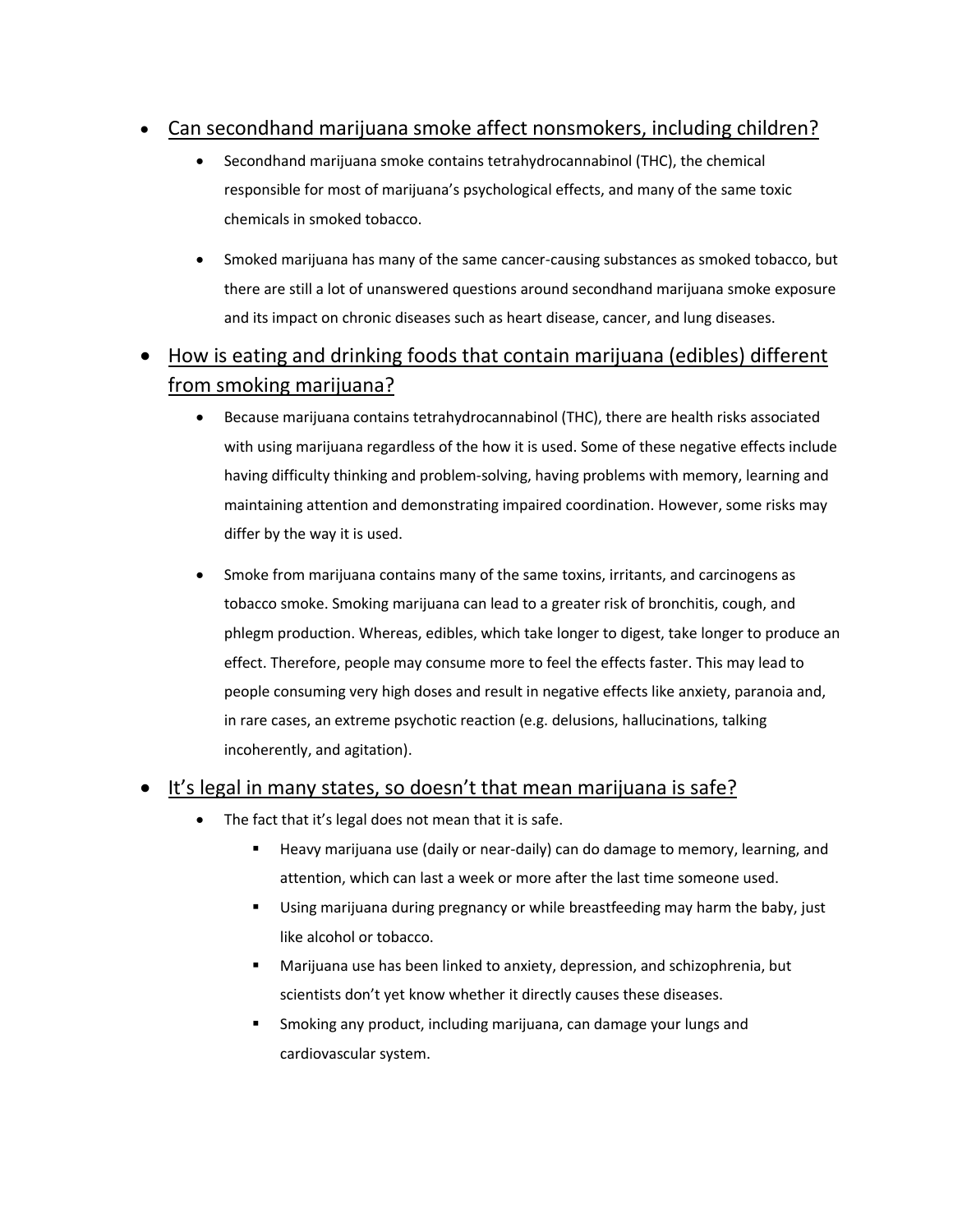- <u>Can secondhand marijuana smoke affect nonsmokers, including children?</u>
  - Secondhand marijuana smoke contains tetrahydrocannabinol (THC), the chemical responsible for most of marijuana's psychological effects, and many of the same toxic chemicals in smoked tobacco.
  - Smoked marijuana has many of the same cancer-causing substances as smoked tobacco, but there are still a lot of unanswered questions around secondhand marijuana smoke exposure and its impact on chronic diseases such as heart disease, cancer, and lung diseases.
- <u>How is eating and drinking foods that contain marijuana (edibles) different from smoking marijuana?</u>
  - Because marijuana contains tetrahydrocannabinol (THC), there are health risks associated with using marijuana regardless of the how it is used. Some of these negative effects include having difficulty thinking and problem-solving, having problems with memory, learning and maintaining attention and demonstrating impaired coordination. However, some risks may differ by the way it is used.
  - Smoke from marijuana contains many of the same toxins, irritants, and carcinogens as tobacco smoke. Smoking marijuana can lead to a greater risk of bronchitis, cough, and phlegm production. Whereas, edibles, which take longer to digest, take longer to produce an effect. Therefore, people may consume more to feel the effects faster. This may lead to people consuming very high doses and result in negative effects like anxiety, paranoia and, in rare cases, an extreme psychotic reaction (e.g. delusions, hallucinations, talking incoherently, and agitation).
- <u>It's legal in many states, so doesn't that mean marijuana is safe?</u>
  - The fact that it's legal does not mean that it is safe.
    - Heavy marijuana use (daily or near-daily) can do damage to memory, learning, and attention, which can last a week or more after the last time someone used.
    - Using marijuana during pregnancy or while breastfeeding may harm the baby, just like alcohol or tobacco.
    - Marijuana use has been linked to anxiety, depression, and schizophrenia, but scientists don't yet know whether it directly causes these diseases.
    - Smoking any product, including marijuana, can damage your lungs and cardiovascular system.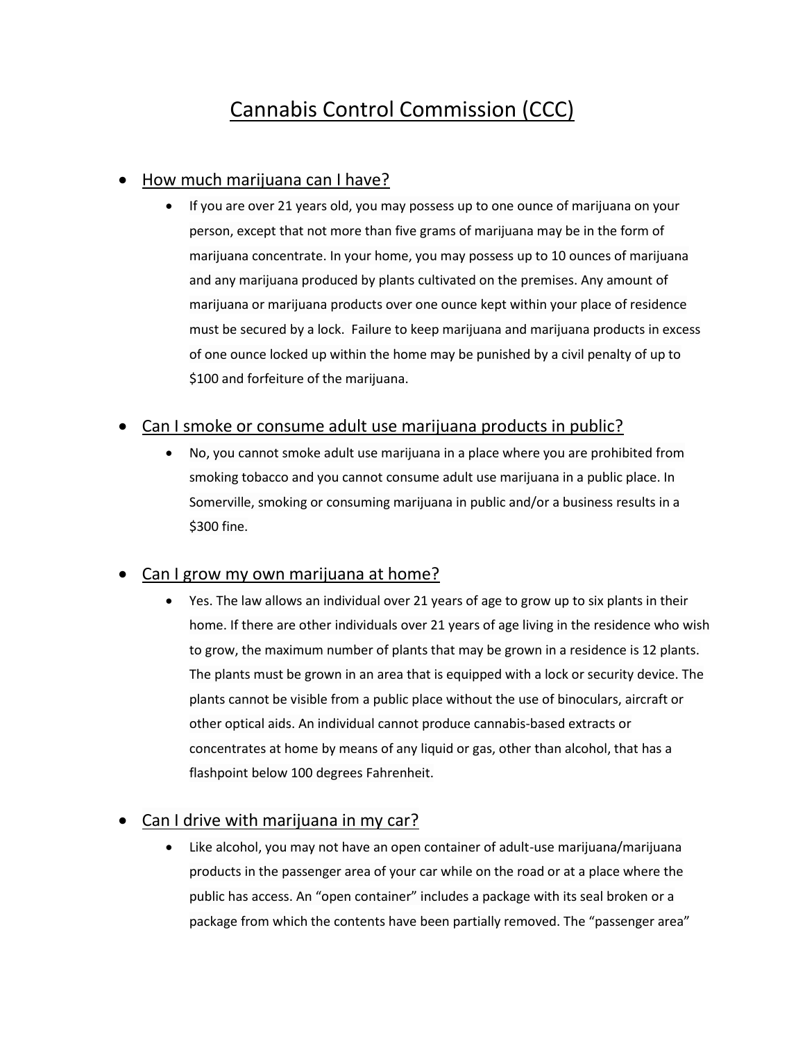# Cannabis Control Commission (CCC)

- How much marijuana can I have?
  - If you are over 21 years old, you may possess up to one ounce of marijuana on your person, except that not more than five grams of marijuana may be in the form of marijuana concentrate. In your home, you may possess up to 10 ounces of marijuana and any marijuana produced by plants cultivated on the premises. Any amount of marijuana or marijuana products over one ounce kept within your place of residence must be secured by a lock. Failure to keep marijuana and marijuana products in excess of one ounce locked up within the home may be punished by a civil penalty of up to $100 and forfeiture of the marijuana.

- Can I smoke or consume adult use marijuana products in public?
  - No, you cannot smoke adult use marijuana in a place where you are prohibited from smoking tobacco and you cannot consume adult use marijuana in a public place. In Somerville, smoking or consuming marijuana in public and/or a business results in a $300 fine.

- Can I grow my own marijuana at home?
  - Yes. The law allows an individual over 21 years of age to grow up to six plants in their home. If there are other individuals over 21 years of age living in the residence who wish to grow, the maximum number of plants that may be grown in a residence is 12 plants. The plants must be grown in an area that is equipped with a lock or security device. The plants cannot be visible from a public place without the use of binoculars, aircraft or other optical aids. An individual cannot produce cannabis-based extracts or concentrates at home by means of any liquid or gas, other than alcohol, that has a flashpoint below 100 degrees Fahrenheit.

- Can I drive with marijuana in my car?
  - Like alcohol, you may not have an open container of adult-use marijuana/marijuana products in the passenger area of your car while on the road or at a place where the public has access. An "open container" includes a package with its seal broken or a package from which the contents have been partially removed. The "passenger area"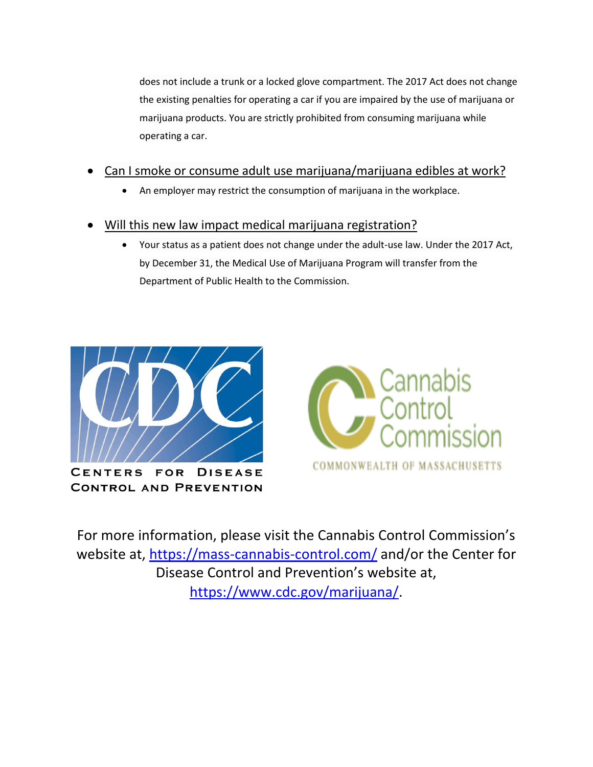does not include a trunk or a locked glove compartment. The 2017 Act does not change the existing penalties for operating a car if you are impaired by the use of marijuana or marijuana products. You are strictly prohibited from consuming marijuana while operating a car.

- Can I smoke or consume adult use marijuana/marijuana edibles at work?
  - An employer may restrict the consumption of marijuana in the workplace.

- Will this new law impact medical marijuana registration?
  - Your status as a patient does not change under the adult-use law. Under the 2017 Act, by December 31, the Medical Use of Marijuana Program will transfer from the Department of Public Health to the Commission.

CDC
CENTERS FOR DISEASE CONTROL AND PREVENTION

Cannabis Control Commission
COMMONWEALTH OF MASSACHUSETTS

For more information, please visit the Cannabis Control Commission's website at, https://mass-cannabis-control.com/ and/or the Center for Disease Control and Prevention's website at, https://www.cdc.gov/marijuana/.